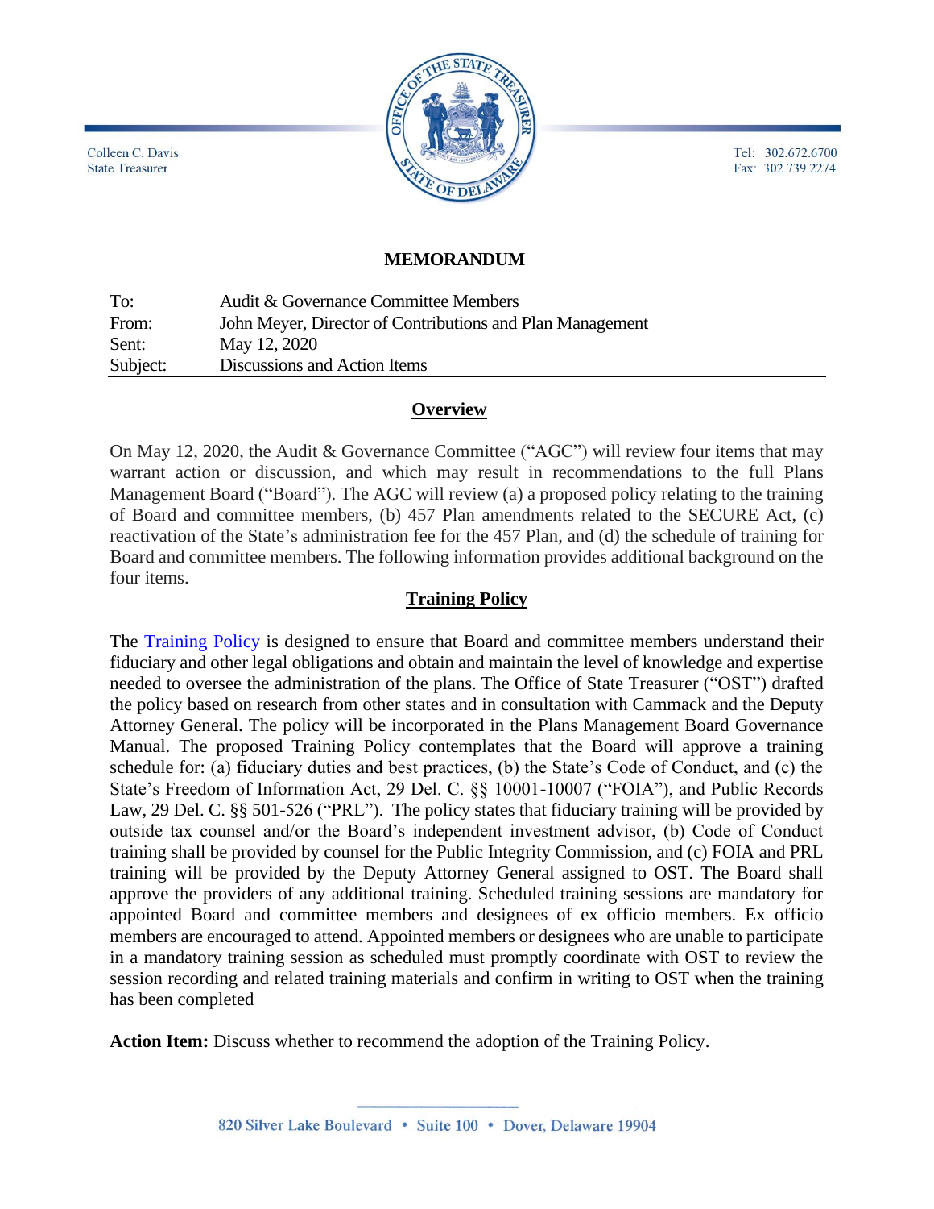Colleen C. Davis
State Treasurer

Tel: 302.672.6700
Fax: 302.739.2274

**MEMORANDUM**

| | |
|---|---|
| To: | Audit & Governance Committee Members |
| From: | John Meyer, Director of Contributions and Plan Management |
| Sent: | May 12, 2020 |
| Subject: | Discussions and Action Items |

## Overview

On May 12, 2020, the Audit & Governance Committee ("AGC") will review four items that may warrant action or discussion, and which may result in recommendations to the full Plans Management Board ("Board"). The AGC will review (a) a proposed policy relating to the training of Board and committee members, (b) 457 Plan amendments related to the SECURE Act, (c) reactivation of the State's administration fee for the 457 Plan, and (d) the schedule of training for Board and committee members. The following information provides additional background on the four items.

## Training Policy

The Training Policy is designed to ensure that Board and committee members understand their fiduciary and other legal obligations and obtain and maintain the level of knowledge and expertise needed to oversee the administration of the plans. The Office of State Treasurer ("OST") drafted the policy based on research from other states and in consultation with Cammack and the Deputy Attorney General. The policy will be incorporated in the Plans Management Board Governance Manual. The proposed Training Policy contemplates that the Board will approve a training schedule for: (a) fiduciary duties and best practices, (b) the State's Code of Conduct, and (c) the State's Freedom of Information Act, 29 Del. C. §§ 10001-10007 ("FOIA"), and Public Records Law, 29 Del. C. §§ 501-526 ("PRL"). The policy states that fiduciary training will be provided by outside tax counsel and/or the Board's independent investment advisor, (b) Code of Conduct training shall be provided by counsel for the Public Integrity Commission, and (c) FOIA and PRL training will be provided by the Deputy Attorney General assigned to OST. The Board shall approve the providers of any additional training. Scheduled training sessions are mandatory for appointed Board and committee members and designees of ex officio members. Ex officio members are encouraged to attend. Appointed members or designees who are unable to participate in a mandatory training session as scheduled must promptly coordinate with OST to review the session recording and related training materials and confirm in writing to OST when the training has been completed

**Action Item:** Discuss whether to recommend the adoption of the Training Policy.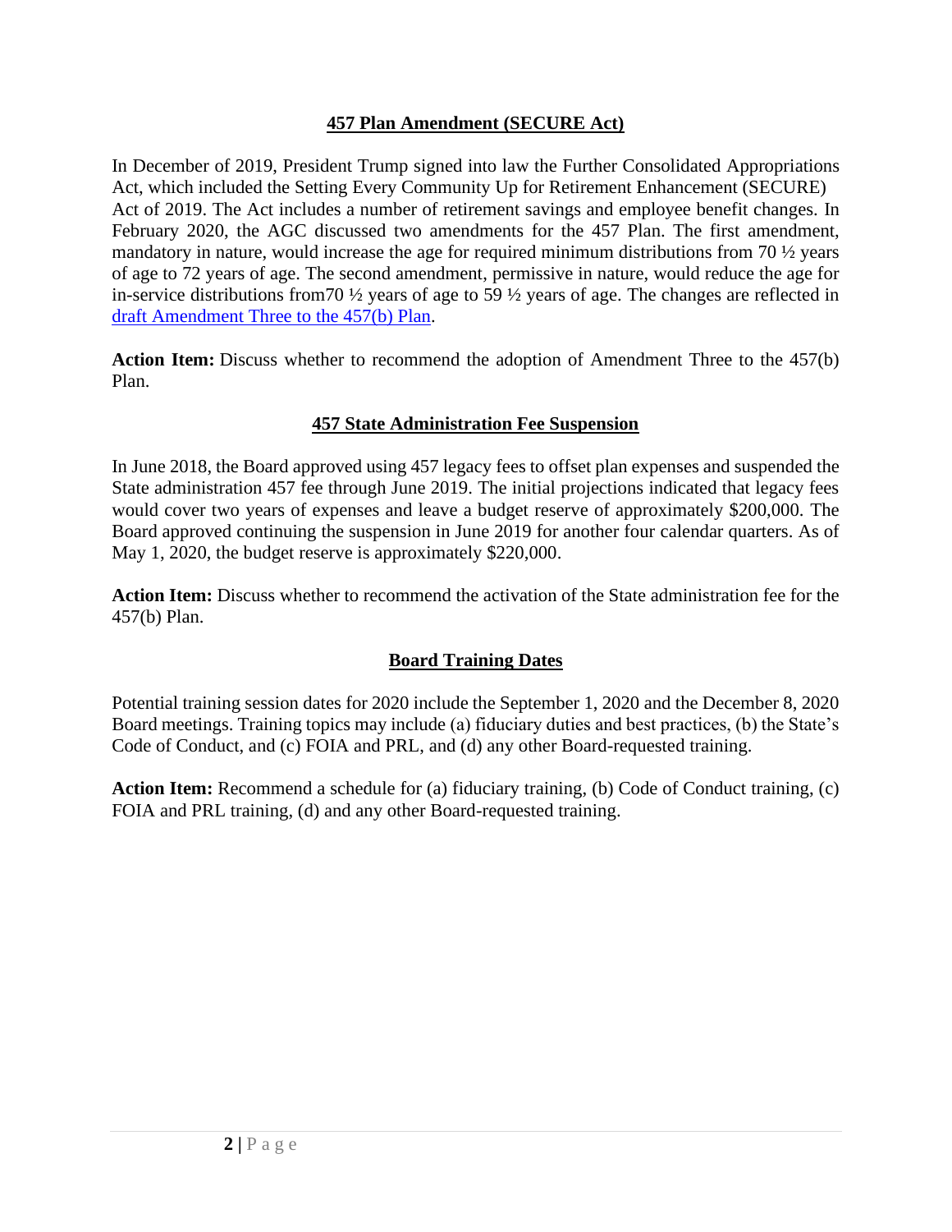## 457 Plan Amendment (SECURE Act)

In December of 2019, President Trump signed into law the Further Consolidated Appropriations Act, which included the Setting Every Community Up for Retirement Enhancement (SECURE) Act of 2019. The Act includes a number of retirement savings and employee benefit changes. In February 2020, the AGC discussed two amendments for the 457 Plan. The first amendment, mandatory in nature, would increase the age for required minimum distributions from 70 ½ years of age to 72 years of age. The second amendment, permissive in nature, would reduce the age for in-service distributions from70 ½ years of age to 59 ½ years of age. The changes are reflected in draft Amendment Three to the 457(b) Plan.

**Action Item:** Discuss whether to recommend the adoption of Amendment Three to the 457(b) Plan.

## 457 State Administration Fee Suspension

In June 2018, the Board approved using 457 legacy fees to offset plan expenses and suspended the State administration 457 fee through June 2019. The initial projections indicated that legacy fees would cover two years of expenses and leave a budget reserve of approximately $200,000. The Board approved continuing the suspension in June 2019 for another four calendar quarters. As of May 1, 2020, the budget reserve is approximately $220,000.

**Action Item:** Discuss whether to recommend the activation of the State administration fee for the 457(b) Plan.

## Board Training Dates

Potential training session dates for 2020 include the September 1, 2020 and the December 8, 2020 Board meetings. Training topics may include (a) fiduciary duties and best practices, (b) the State's Code of Conduct, and (c) FOIA and PRL, and (d) any other Board-requested training.

**Action Item:** Recommend a schedule for (a) fiduciary training, (b) Code of Conduct training, (c) FOIA and PRL training, (d) and any other Board-requested training.